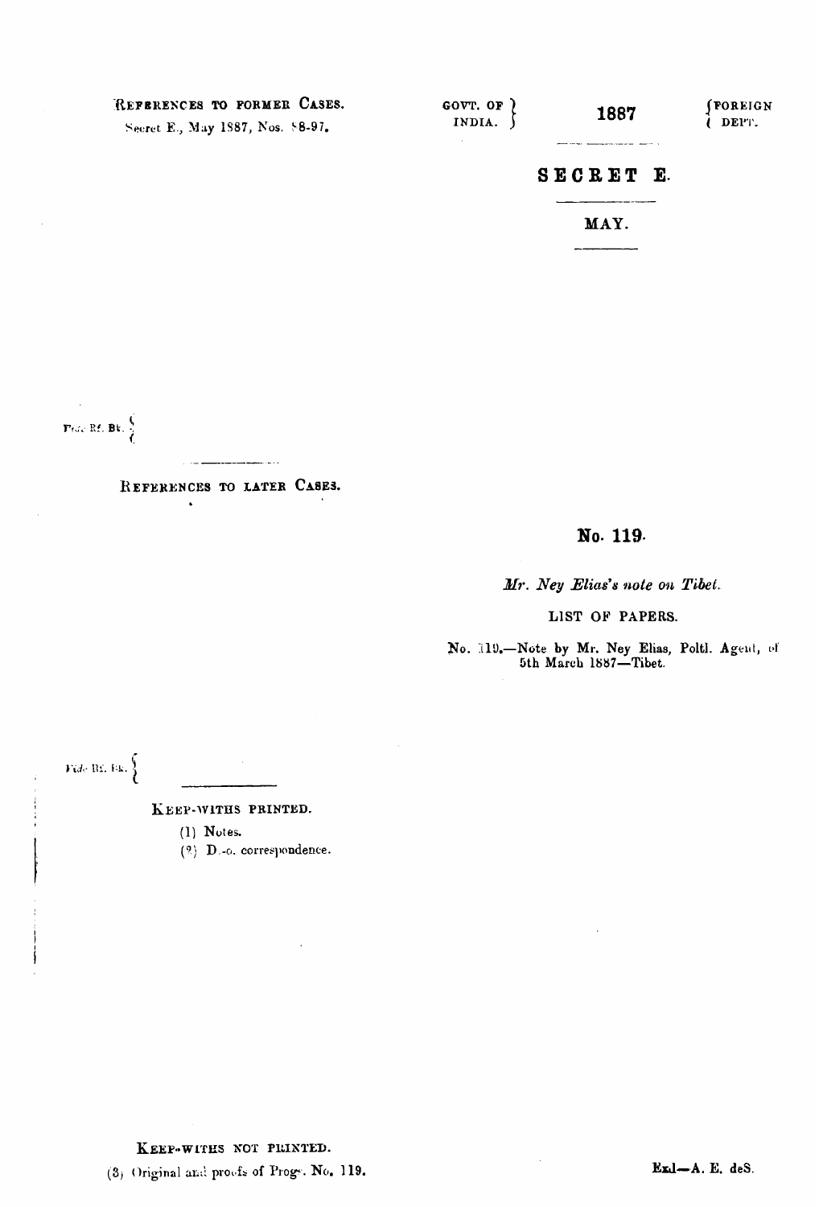REFERENCES TO FORMER CASES.

Secret E., May 1887, Nos. 88-97.

GOVT. OF INDIA. 1887 FOREIGN DEPT.

**SECRET E.**

**MAY.**

Vide Rf. Bk.

REFERENCES TO LATER CASES.

**No. 119.**

*Mr. Ney Elias's note on Tibet.*

LIST OF PAPERS.

No. 119.—Note by Mr. Ney Elias, Poltl. Agent, of 5th March 1887—Tibet.

Vide Rf. Bk.

KEEP-WITHS PRINTED.

(1) Notes.

(2) D.-o. correspondence.

KEEP-WITHS NOT PRINTED.

(3) Original and proofs of Progs. No. 119.

Exd—A. E. deS.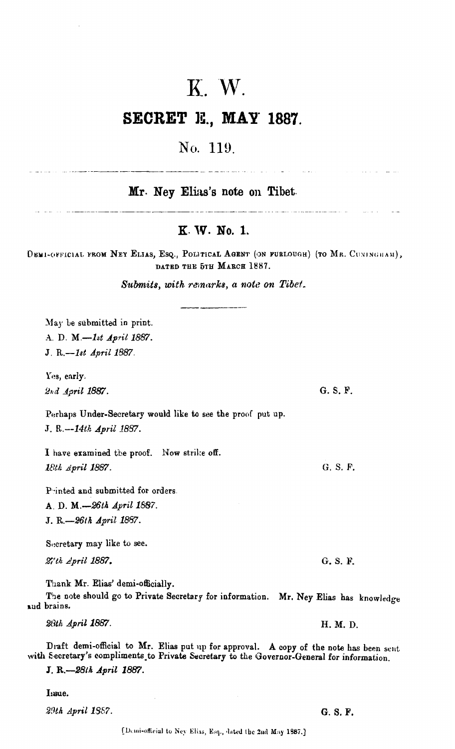# K. W.

## SECRET E., MAY 1887.

### No. 119.

---

**Mr. Ney Elias's note on Tibet.**

---

**K. W. No. 1.**

DEMI-OFFICIAL FROM NEY ELIAS, ESQ., POLITICAL AGENT (ON FURLOUGH) (TO MR. CUNINGHAM), DATED THE 5TH MARCH 1887.

*Submits, with remarks, a note on Tibet.*

---

May be submitted in print.

A. D. M.—*1st April 1887.*

J. R.—*1st April 1887.*

Yes, early.

*2nd April 1887.* G. S. F.

Perhaps Under-Secretary would like to see the proof put up.

J. R.—*14th April 1887.*

I have examined the proof. Now strike off.

*18th April 1887.* G. S. F.

Printed and submitted for orders.

A. D. M.—*26th April 1887.*

J. R.—*26th April 1887.*

Secretary may like to see.

*27th April 1887.* G. S. F.

Thank Mr. Elias' demi-officially.

The note should go to Private Secretary for information. Mr. Ney Elias has knowledge and brains.

*28th April 1887.* H. M. D.

Draft demi-official to Mr. Elias put up for approval. A copy of the note has been sent with Secretary's compliments to Private Secretary to the Governor-General for information.

J. R.—*28th April 1887.*

Issue.

*29th April 1887.* G. S. F.

[Demi-official to Ney Elias, Esq., dated the 2nd May 1887.]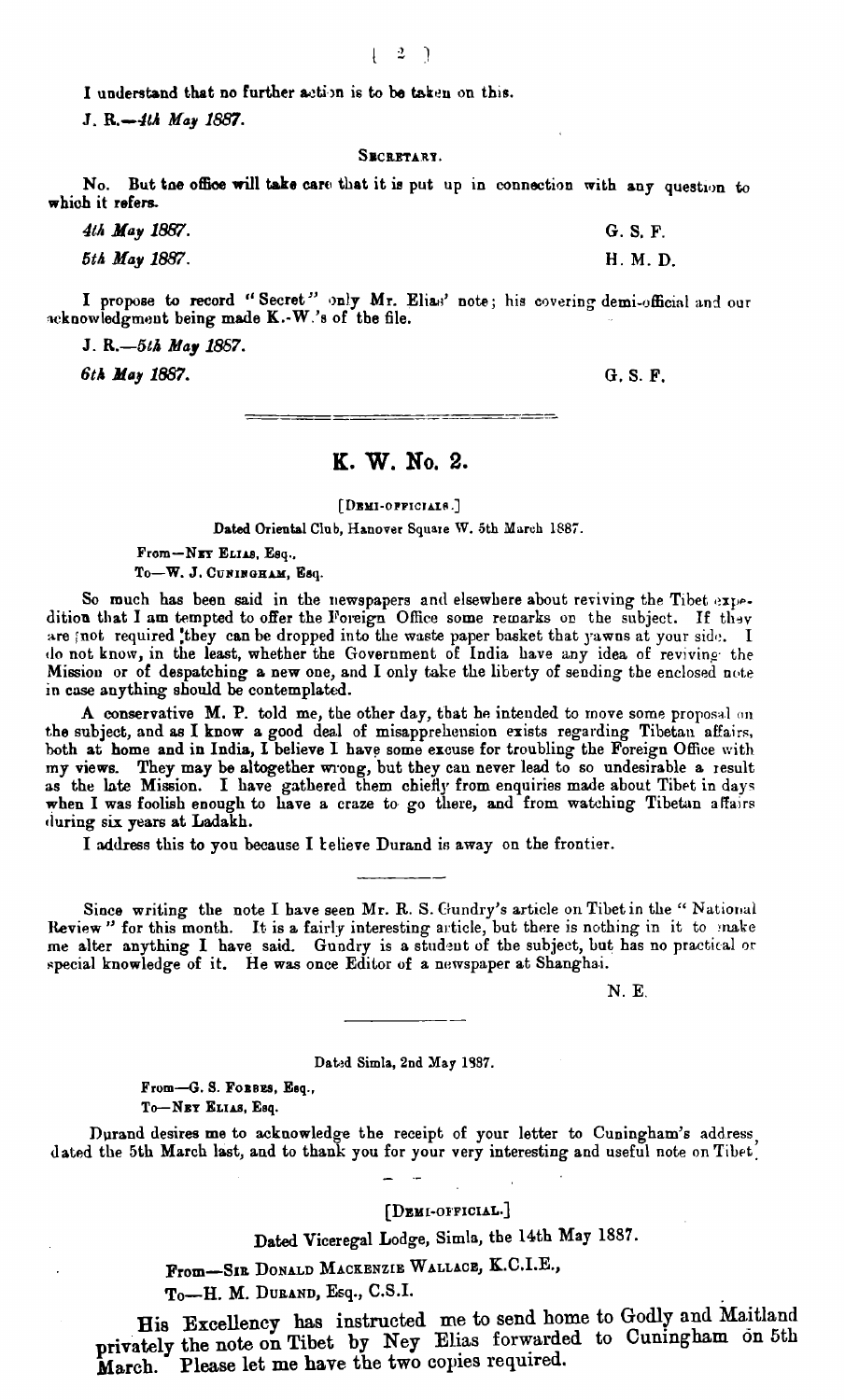I understand that no further action is to be taken on this.

*J. R.—4th May 1887.*

SECRETARY.

No. But the office will take care that it is put up in connection with any question to which it refers.

*4th May 1887.* G. S. F.

*5th May 1887.* H. M. D.

I propose to record "Secret" only Mr. Elias' note; his covering demi-official and our acknowledgment being made K.-W.'s of the file.

*J. R.—5th May 1887.*

*6th May 1887.* G. S. F.

---

## K. W. No. 2.

[DEMI-OFFICIALS.]

Dated Oriental Club, Hanover Square W. 5th March 1887.

From—NEY ELIAS, Esq.,

To—W. J. CUNINGHAM, Esq.

So much has been said in the newspapers and elsewhere about reviving the Tibet expedition that I am tempted to offer the Foreign Office some remarks on the subject. If they are not required they can be dropped into the waste paper basket that yawns at your side. I do not know, in the least, whether the Government of India have any idea of reviving the Mission or of despatching a new one, and I only take the liberty of sending the enclosed note in case anything should be contemplated.

A conservative M. P. told me, the other day, that he intended to move some proposal on the subject, and as I know a good deal of misapprehension exists regarding Tibetan affairs, both at home and in India, I believe I have some excuse for troubling the Foreign Office with my views. They may be altogether wrong, but they can never lead to so undesirable a result as the late Mission. I have gathered them chiefly from enquiries made about Tibet in days when I was foolish enough to have a craze to go there, and from watching Tibetan affairs during six years at Ladakh.

I address this to you because I believe Durand is away on the frontier.

---

Since writing the note I have seen Mr. R. S. Gundry's article on Tibet in the "National Review" for this month. It is a fairly interesting article, but there is nothing in it to make me alter anything I have said. Gundry is a student of the subject, but has no practical or special knowledge of it. He was once Editor of a newspaper at Shanghai.

N. E.

---

Dated Simla, 2nd May 1887.

From—G. S. FORBES, Esq.,

To—NEY ELIAS, Esq.

Durand desires me to acknowledge the receipt of your letter to Cuningham's address, dated the 5th March last, and to thank you for your very interesting and useful note on Tibet.

[DEMI-OFFICIAL.]

Dated Viceregal Lodge, Simla, the 14th May 1887.

From—SIR DONALD MACKENZIE WALLACE, K.C.I.E.,

To—H. M. DURAND, Esq., C.S.I.

His Excellency has instructed me to send home to Godly and Maitland privately the note on Tibet by Ney Elias forwarded to Cuningham on 5th March. Please let me have the two copies required.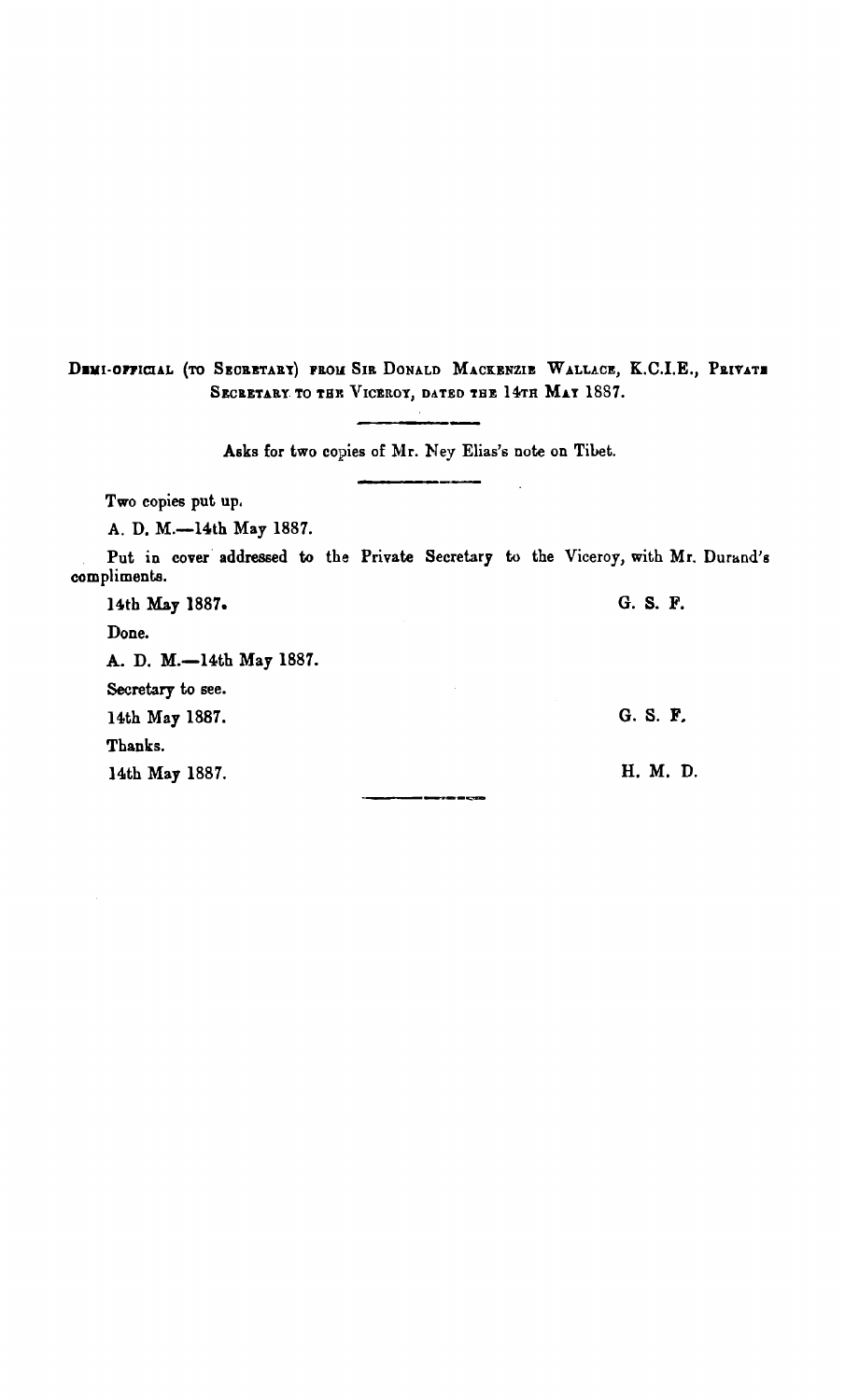DEMI-OFFICIAL (TO SECRETARY) FROM SIR DONALD MACKENZIE WALLACE, K.C.I.E., PRIVATE SECRETARY TO THE VICEROY, DATED THE 14TH MAY 1887.

---

Asks for two copies of Mr. Ney Elias's note on Tibet.

---

Two copies put up.

A. D. M.—14th May 1887.

Put in cover addressed to the Private Secretary to the Viceroy, with Mr. Durand's compliments.

14th May 1887. G. S. F.

Done.

A. D. M.—14th May 1887.

Secretary to see.

14th May 1887. G. S. F.

Thanks.

14th May 1887. H. M. D.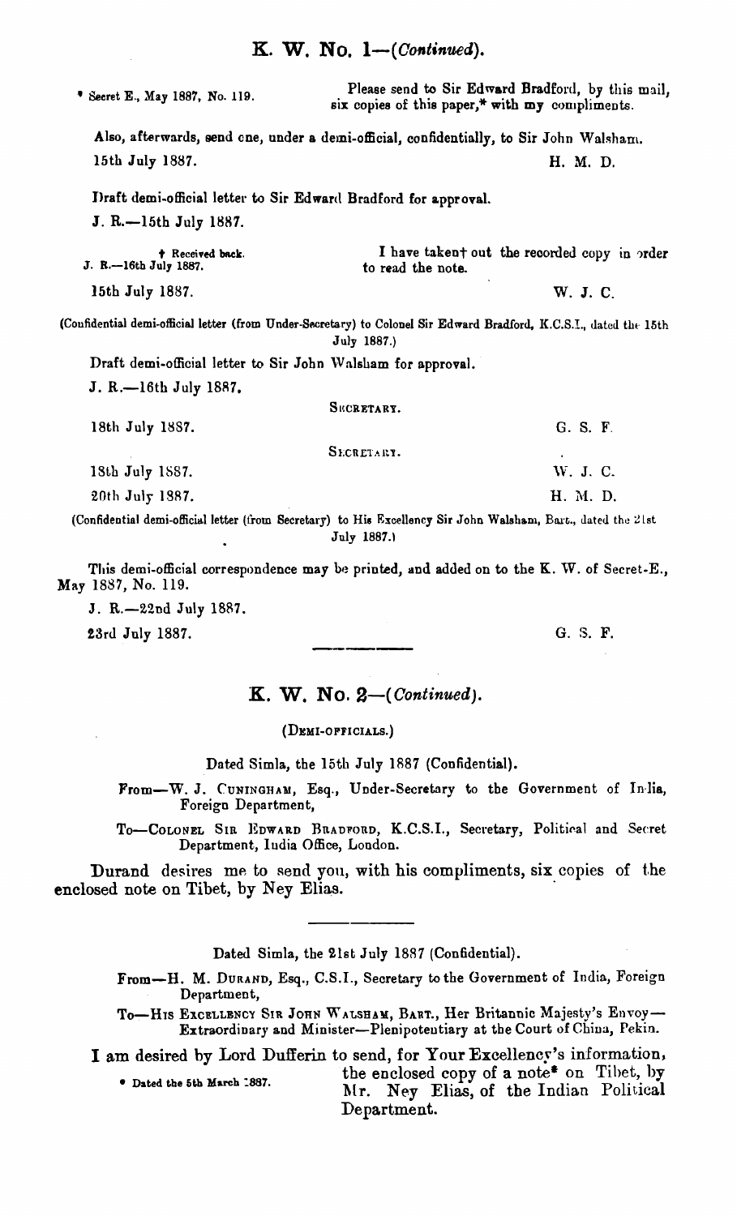## K. W. No. 1—(*Continued*).

* Secret E., May 1887, No. 119.

Please send to Sir Edward Bradford, by this mail, six copies of this paper,* with my compliments.

Also, afterwards, send one, under a demi-official, confidentially, to Sir John Walsham.

15th July 1887. H. M. D.

Draft demi-official letter to Sir Edward Bradford for approval.

J. R.—15th July 1887.

† Received back.
J. R.—16th July 1887.

I have taken† out the recorded copy in order to read the note.

15th July 1887. W. J. C.

(Confidential demi-official letter (from Under-Secretary) to Colonel Sir Edward Bradford, K.C.S.I., dated the 15th July 1887.)

Draft demi-official letter to Sir John Walsham for approval.

J. R.—16th July 1887.

SECRETARY.

18th July 1887. G. S. F.

SECRETARY.

18th July 1887. W. J. C.

20th July 1887. H. M. D.

(Confidential demi-official letter (from Secretary) to His Excellency Sir John Walsham, Bart., dated the 21st July 1887.)

This demi-official correspondence may be printed, and added on to the K. W. of Secret-E., May 1887, No. 119.

J. R.—22nd July 1887.

23rd July 1887. G. S. F.

---

## K. W. No. 2—(*Continued*).

(DEMI-OFFICIALS.)

Dated Simla, the 15th July 1887 (Confidential).

From—W. J. CUNINGHAM, Esq., Under-Secretary to the Government of India, Foreign Department,

To—COLONEL SIR EDWARD BRADFORD, K.C.S.I., Secretary, Political and Secret Department, India Office, London.

Durand desires me to send you, with his compliments, six copies of the enclosed note on Tibet, by Ney Elias.

---

Dated Simla, the 21st July 1887 (Confidential).

From—H. M. DURAND, Esq., C.S.I., Secretary to the Government of India, Foreign Department,

To—HIS EXCELLENCY SIR JOHN WALSHAM, BART., Her Britannic Majesty's Envoy—Extraordinary and Minister—Plenipotentiary at the Court of China, Pekin.

I am desired by Lord Dufferin to send, for Your Excellency's information, the enclosed copy of a note* on Tibet, by Mr. Ney Elias, of the Indian Political Department.

* Dated the 5th March 1887.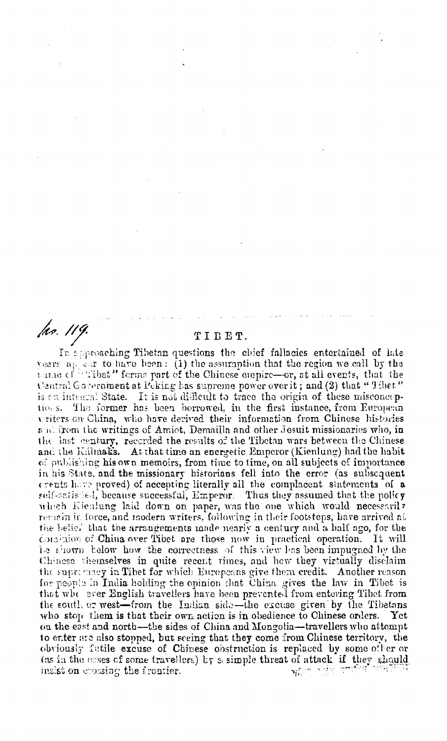*No. 119.*

# TIBET.

In approaching Tibetan questions the chief fallacies entertained of late years appear to have been: (1) the assumption that the region we call by the name of "Tibet" forms part of the Chinese empire—or, at all events, that the Central Government at Peking has supreme power over it; and (2) that "Tibet" is an integral State. It is not difficult to trace the origin of these misconceptions. The former has been borrowed, in the first instance, from European writers on China, who have derived their information from Chinese histories and from the writings of Amiot, Demailla and other Jesuit missionaries who, in the last century, recorded the results of the Tibetan wars between the Chinese and the Kalmaks. At that time an energetic Emperor (Kienlung) had the habit of publishing his own memoirs, from time to time, on all subjects of importance in his State, and the missionary historians fell into the error (as subsequent events have proved) of accepting literally all the complacent statements of a self-satisfied, because successful, Emperor. Thus they assumed that the policy which Kienlung laid down on paper, was the one which would necessarily remain in force, and modern writers, following in their footsteps, have arrived at the belief that the arrangements made nearly a century and a half ago, for the dominion of China over Tibet are those now in practical operation. It will be shown below how the correctness of this view has been impugned by the Chinese themselves in quite recent times, and how they virtually disclaim the supremacy in Tibet for which Europeans give them credit. Another reason for people in India holding the opinion that China gives the law in Tibet is that whenever English travellers have been prevented from entering Tibet from the south or west—from the Indian side—the excuse given by the Tibetans who stop them is that their own action is in obedience to Chinese orders. Yet on the east and north—the sides of China and Mongolia—travellers who attempt to enter are also stopped, but seeing that they come from Chinese territory, the obviously futile excuse of Chinese obstruction is replaced by some other or (as in the cases of some travellers) by a simple threat of attack if they should insist on crossing the frontier.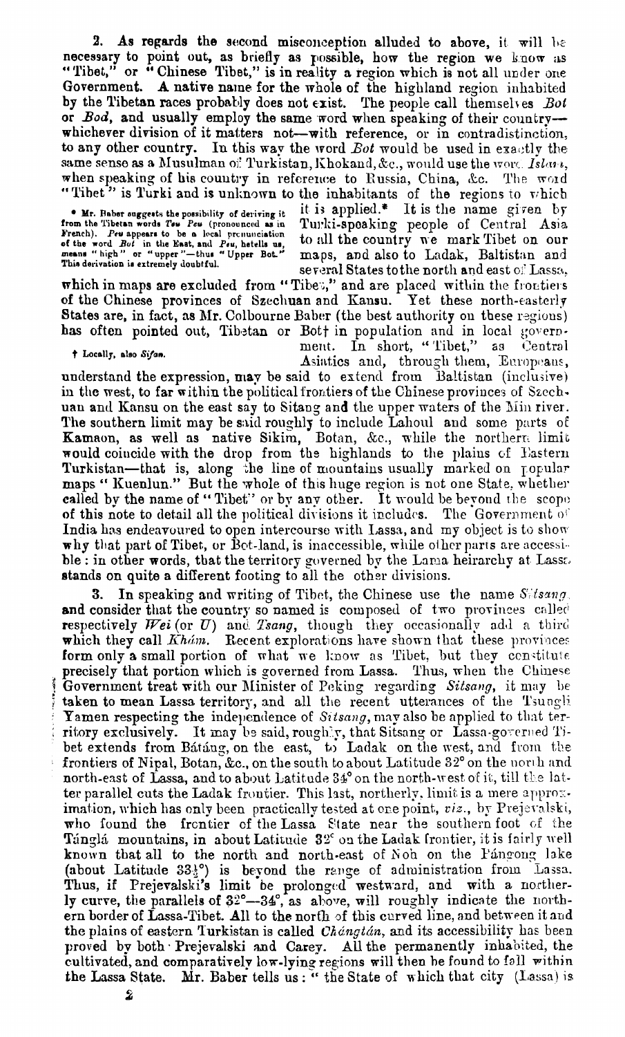2. As regards the second misconception alluded to above, it will be necessary to point out, as briefly as possible, how the region we know as "Tibet," or "Chinese Tibet," is in reality a region which is not all under one Government. A native name for the whole of the highland region inhabited by the Tibetan races probably does not exist. The people call themselves *Bot* or *Bod*, and usually employ the same word when speaking of their country—whichever division of it matters not—with reference, or in contradistinction, to any other country. In this way the word *Bot* would be used in exactly the same sense as a Musulman of Turkistan, Khokand, &c., would use the word *Islam*, when speaking of his country in reference to Russia, China, &c. The word "Tibet" is Turki and is unknown to the inhabitants of the regions to which it is applied.* It is the name given by Turki-speaking people of Central Asia to all the country we mark Tibet on our maps, and also to Ladak, Baltistan and several States to the north and east of Lassa, which in maps are excluded from "Tibet," and are placed within the frontiers of the Chinese provinces of Szechuan and Kansu. Yet these north-easterly States are, in fact, as Mr. Colbourne Baber (the best authority on these regions) has often pointed out, Tibetan or Bot† in population and in local government. In short, "Tibet," as Central Asiatics and, through them, Europeans, understand the expression, may be said to extend from Baltistan (inclusive) in the west, to far within the political frontiers of the Chinese provinces of Szechuan and Kansu on the east say to Sitang and the upper waters of the Min river. The southern limit may be said roughly to include Lahoul and some parts of Kamaon, as well as native Sikim, Botan, &c., while the northern limit would coincide with the drop from the highlands to the plains of Eastern Turkistan—that is, along the line of mountains usually marked on popular maps "Kuenlun." But the whole of this huge region is not one State, whether called by the name of "Tibet" or by any other. It would be beyond the scope of this note to detail all the political divisions it includes. The Government of India has endeavoured to open intercourse with Lassa, and my object is to show why that part of Tibet, or Bot-land, is inaccessible, while other parts are accessible: in other words, that the territory governed by the Lama heirarchy at Lassa stands on quite a different footing to all the other divisions.

\* Mr. Baber suggests the possibility of deriving it from the Tibetan words *Teu Peu* (pronounced as in French). *Peu* appears to be a local pronunciation of the word *Bot* in the East, and *Peu*, he tells us, means "high" or "upper"—thus "Upper Bot." This derivation is extremely doubtful.

† Locally, also *Sifan*.

3. In speaking and writing of Tibet, the Chinese use the name *Sitsang*, and consider that the country so named is composed of two provinces called respectively *Wei* (or *U*) and *Tsang*, though they occasionally add a third which they call *Khám*. Recent explorations have shown that these provinces form only a small portion of what we know as Tibet, but they constitute precisely that portion which is governed from Lassa. Thus, when the Chinese Government treat with our Minister of Peking regarding *Sitsang*, it may be taken to mean Lassa territory, and all the recent utterances of the Tsungli Yamen respecting the independence of *Sitsang*, may also be applied to that territory exclusively. It may be said, roughly, that Sitsang or Lassa-governed Tibet extends from Bátáng, on the east, to Ladak on the west, and from the frontiers of Nipal, Botan, &c., on the south to about Latitude 32° on the north and north-east of Lassa, and to about Latitude 34° on the north-west of it, till the latter parallel cuts the Ladak frontier. This last, northerly, limit is a mere approximation, which has only been practically tested at one point, *viz.*, by Prejevalski, who found the frontier of the Lassa State near the southern foot of the Tánglá mountains, in about Latitude 32° on the Ladak frontier, it is fairly well known that all to the north and north-east of Noh on the Pángong lake (about Latitude 33½°) is beyond the range of administration from Lassa. Thus, if Prejevalski's limit be prolonged westward, and with a northerly curve, the parallels of 32°—34°, as above, will roughly indicate the northern border of Lassa-Tibet. All to the north of this curved line, and between it and the plains of eastern Turkistan is called *Chángtán*, and its accessibility has been proved by both Prejevalski and Carey. All the permanently inhabited, the cultivated, and comparatively low-lying regions will then be found to fall within the Lassa State. Mr. Baber tells us: "the State of which that city (Lassa) is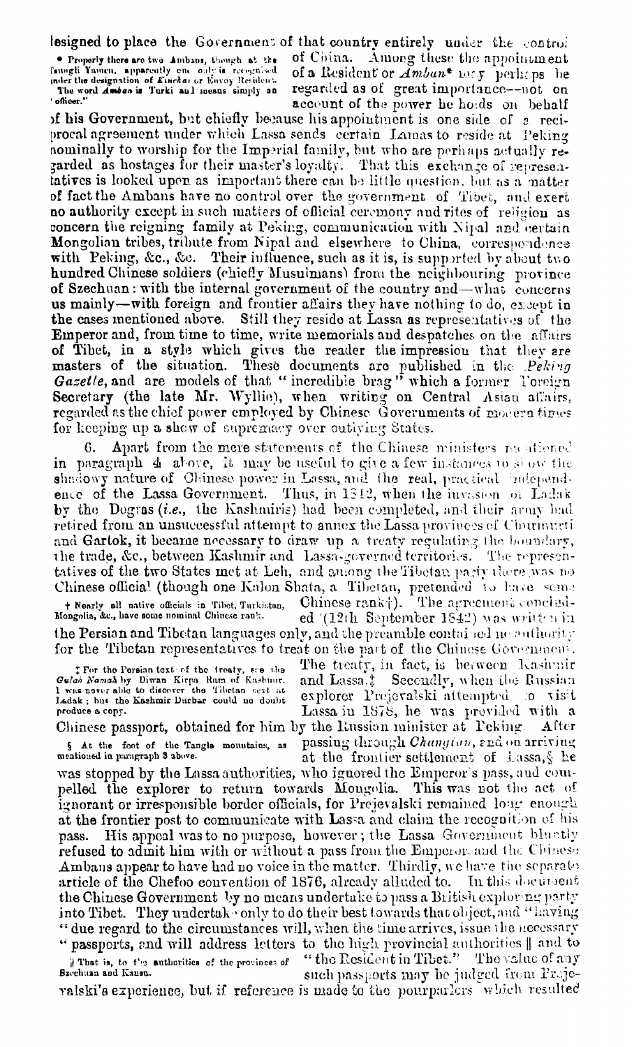lesigned to place the Government of that country entirely under the control of China. Among these the appointment of a Resident or *Amban*\* may perhaps be regarded as of great importance—not on account of the power he holds on behalf of his Government, but chiefly because his appointment is one side of a reciprocal agreement under which Lassa sends certain Lamas to reside at Peking nominally to worship for the Imperial family, but who are perhaps actually regarded as hostages for their master's loyalty. That this exchange of representatives is looked upon as important there can be little question, but as a matter of fact the Ambans have no control over the government of Tibet, and exert no authority except in such matters of official ceremony and rites of religion as concern the reigning family at Peking, communication with Nipal and certain Mongolian tribes, tribute from Nipal and elsewhere to China, correspondence with Peking, &c., &c. Their influence, such as it is, is supported by about two hundred Chinese soldiers (chiefly Musulmans) from the neighbouring province of Szechuan: with the internal government of the country and—what concerns us mainly—with foreign and frontier affairs they have nothing to do, except in the cases mentioned above. Still they reside at Lassa as representatives of the Emperor and, from time to time, write memorials and despatches on the affairs of Tibet, in a style which gives the reader the impression that they are masters of the situation. These documents are published in the *Peking Gazette*, and are models of that "incredible brag" which a former Foreign Secretary (the late Mr. Wyllie), when writing on Central Asian affairs, regarded as the chief power employed by Chinese Governments of modern times for keeping up a show of supremacy over outlying States.

\* Properly there are two Ambans, though at the Tsungli Yamen, apparently one only is recognised under the designation of *Kinchai* or Envoy Resident. The word *Amban* is Turki and means simply an "officer."

6. Apart from the mere statements of the Chinese ministers mentioned in paragraph 4 above, it may be useful to give a few instances to show the shadowy nature of Chinese power in Lassa, and the real, practical independence of the Lassa Government. Thus, in 1842, when the invasion of Ladak by the Dogras (*i.e.*, the Kashmiris) had been completed, and their army had retired from an unsuccessful attempt to annex the Lassa provinces of Churmurti and Gartok, it became necessary to draw up a treaty regulating the boundary, the trade, &c., between Kashmir and Lassa-governed territories. The representatives of the two States met at Leh, and among the Tibetan party there was no Chinese official (though one Kalon Shata, a Tibetan, pretended to have some Chinese rank†). The agreement concluded (12th September 1842) was written in the Persian and Tibetan languages only, and the preamble contained no authority for the Tibetan representatives to treat on the part of the Chinese Government. The treaty, in fact, is between Kashmir and Lassa.‡ Secondly, when the Russian explorer Prejevalski attempted to visit Lassa in 1878, he was provided with a Chinese passport, obtained for him by the Russian minister at Peking. After passing through *Changtan*, and on arriving at the frontier settlement of Lassa,§ he was stopped by the Lassa authorities, who ignored the Emperor's pass, and compelled the explorer to return towards Mongolia. This was not the act of ignorant or irresponsible border officials, for Prejevalski remained long enough at the frontier post to communicate with Lassa and claim the recognition of his pass. His appeal was to no purpose, however; the Lassa Government bluntly refused to admit him with or without a pass from the Emperor, and the Chinese Ambans appear to have had no voice in the matter. Thirdly, we have the separate article of the Chefoo convention of 1876, already alluded to. In this document the Chinese Government by no means undertake to pass a British exploring party into Tibet. They undertake only to do their best towards that object, and "having "due regard to the circumstances will, when the time arrives, issue the necessary "passports, and will address letters to the high provincial authorities ‖ and to "the Resident in Tibet." The value of any such passports may be judged from Prejevalski's experience, but if reference is made to the pourparlers which resulted

† Nearly all native officials in Tibet, Turkistan, Mongolia, &c., have some nominal Chinese rank.

‡ For the Persian text of the treaty, see the *Gulab Namah* by Diwan Kirpa Ram of Kashmir. I was never able to discover the Tibetan text at Ladak; but the Kashmir Durbar could no doubt produce a copy.

§ At the foot of the Tangla mountains, as mentioned in paragraph 3 above.

‖ That is, to the authorities of the provinces of Szechuan and Kansu.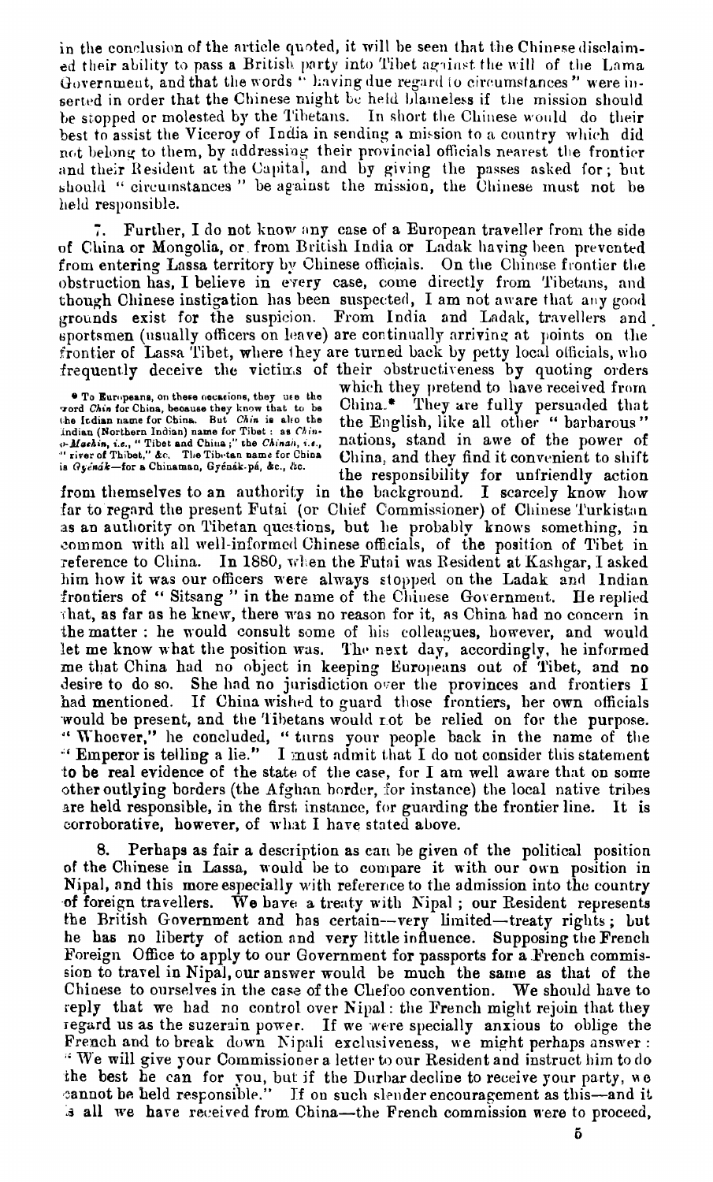in the conclusion of the article quoted, it will be seen that the Chinese disclaimed their ability to pass a British party into Tibet against the will of the Lama Government, and that the words " having due regard to circumstances " were inserted in order that the Chinese might be held blameless if the mission should be stopped or molested by the Tibetans. In short the Chinese would do their best to assist the Viceroy of India in sending a mission to a country which did not belong to them, by addressing their provincial officials nearest the frontier and their Resident at the Capital, and by giving the passes asked for; but should " circumstances " be against the mission, the Chinese must not be held responsible.

7. Further, I do not know any case of a European traveller from the side of China or Mongolia, or from British India or Ladak having been prevented from entering Lassa territory by Chinese officials. On the Chinese frontier the obstruction has, I believe in every case, come directly from Tibetans, and though Chinese instigation has been suspected, I am not aware that any good grounds exist for the suspicion. From India and Ladak, travellers and sportsmen (usually officers on leave) are continually arriving at points on the frontier of Lassa Tibet, where they are turned back by petty local officials, who frequently deceive the victims of their obstructiveness by quoting orders which they pretend to have received from China.* They are fully persuaded that the English, like all other " barbarous " nations, stand in awe of the power of China, and they find it convenient to shift the responsibility for unfriendly action from themselves to an authority in the background. I scarcely know how far to regard the present Futai (or Chief Commissioner) of Chinese Turkistan as an authority on Tibetan questions, but he probably knows something, in common with all well-informed Chinese officials, of the position of Tibet in reference to China. In 1880, when the Futai was Resident at Kashgar, I asked him how it was our officers were always stopped on the Ladak and Indian frontiers of " Sitsang " in the name of the Chinese Government. He replied that, as far as he knew, there was no reason for it, as China had no concern in the matter: he would consult some of his colleagues, however, and would let me know what the position was. The next day, accordingly, he informed me that China had no object in keeping Europeans out of Tibet, and no desire to do so. She had no jurisdiction over the provinces and frontiers I had mentioned. If China wished to guard those frontiers, her own officials would be present, and the Tibetans would not be relied on for the purpose. " Whoever," he concluded, " turns your people back in the name of the " Emperor is telling a lie." I must admit that I do not consider this statement to be real evidence of the state of the case, for I am well aware that on some other outlying borders (the Afghan border, for instance) the local native tribes are held responsible, in the first instance, for guarding the frontier line. It is corroborative, however, of what I have stated above.

\* To Europeans, on these occasions, they use the word *Chin* for China, because they know that to be the Indian name for China. But *Chin* is also the Indian (Northern Indian) name for Tibet: as *Chin-o-Machin*, i.e., " Tibet and China;" the *Chinan*, i.e., " river of Thibet," &c. The Tibetan name for China is *Gyénák*—for a Chinaman, Gyénák-pá, &c., &c.

8. Perhaps as fair a description as can be given of the political position of the Chinese in Lassa, would be to compare it with our own position in Nipal, and this more especially with reference to the admission into the country of foreign travellers. We have a treaty with Nipal; our Resident represents the British Government and has certain—very limited—treaty rights; but he has no liberty of action and very little influence. Supposing the French Foreign Office to apply to our Government for passports for a French commission to travel in Nipal, our answer would be much the same as that of the Chinese to ourselves in the case of the Chefoo convention. We should have to reply that we had no control over Nipal: the French might rejoin that they regard us as the suzerain power. If we were specially anxious to oblige the French and to break down Nipali exclusiveness, we might perhaps answer: " We will give your Commissioner a letter to our Resident and instruct him to do the best he can for you, but if the Durbar decline to receive your party, we cannot be held responsible." If on such slender encouragement as this—and it is all we have received from China—the French commission were to proceed,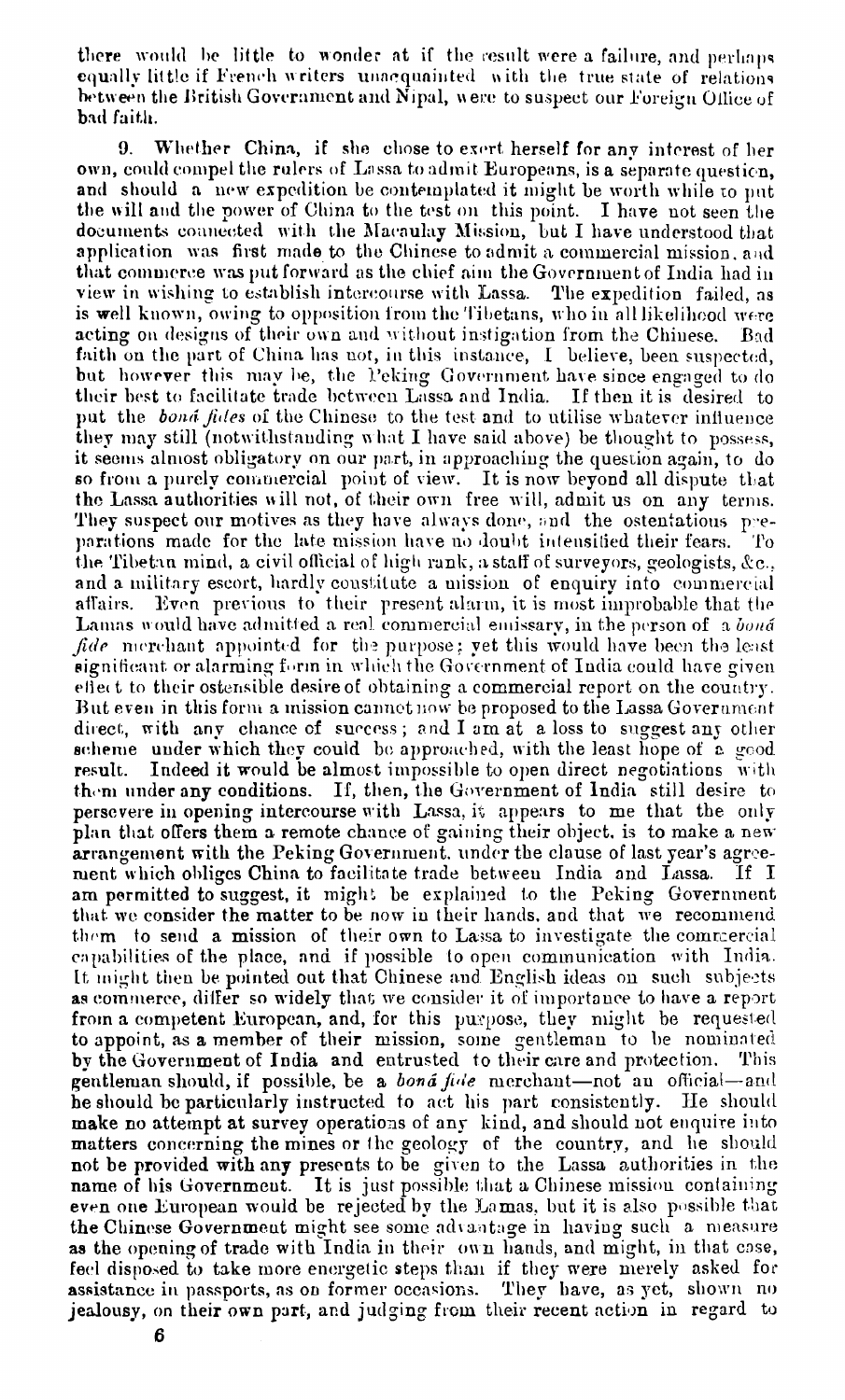there would be little to wonder at if the result were a failure, and perhaps equally little if French writers unacquainted with the true state of relations between the British Government and Nipal, were to suspect our Foreign Office of bad faith.

9. Whether China, if she chose to exert herself for any interest of her own, could compel the rulers of Lassa to admit Europeans, is a separate question, and should a new expedition be contemplated it might be worth while to put the will and the power of China to the test on this point. I have not seen the documents connected with the Macaulay Mission, but I have understood that application was first made to the Chinese to admit a commercial mission, and that commerce was put forward as the chief aim the Government of India had in view in wishing to establish intercourse with Lassa. The expedition failed, as is well known, owing to opposition from the Tibetans, who in all likelihood were acting on designs of their own and without instigation from the Chinese. Bad faith on the part of China has not, in this instance, I believe, been suspected, but however this may be, the Peking Government have since engaged to do their best to facilitate trade between Lassa and India. If then it is desired to put the *boná fides* of the Chinese to the test and to utilise whatever influence they may still (notwithstanding what I have said above) be thought to possess, it seems almost obligatory on our part, in approaching the question again, to do so from a purely commercial point of view. It is now beyond all dispute that the Lassa authorities will not, of their own free will, admit us on any terms. They suspect our motives as they have always done, and the ostentatious preparations made for the late mission have no doubt intensified their fears. To the Tibetan mind, a civil official of high rank, a staff of surveyors, geologists, &c., and a military escort, hardly constitute a mission of enquiry into commercial affairs. Even previous to their present alarm, it is most improbable that the Lamas would have admitted a real commercial emissary, in the person of a *boná fide* merchant appointed for the purpose; yet this would have been the least significant or alarming form in which the Government of India could have given effect to their ostensible desire of obtaining a commercial report on the country. But even in this form a mission cannot now be proposed to the Lassa Government direct, with any chance of success; and I am at a loss to suggest any other scheme under which they could be approached, with the least hope of a good result. Indeed it would be almost impossible to open direct negotiations with them under any conditions. If, then, the Government of India still desire to persevere in opening intercourse with Lassa, it appears to me that the only plan that offers them a remote chance of gaining their object, is to make a new arrangement with the Peking Government, under the clause of last year's agreement which obliges China to facilitate trade between India and Lassa. If I am permitted to suggest, it might be explained to the Peking Government that we consider the matter to be now in their hands, and that we recommend them to send a mission of their own to Lassa to investigate the commercial capabilities of the place, and if possible to open communication with India. It might then be pointed out that Chinese and English ideas on such subjects as commerce, differ so widely that we consider it of importance to have a report from a competent European, and, for this purpose, they might be requested to appoint, as a member of their mission, some gentleman to be nominated by the Government of India and entrusted to their care and protection. This gentleman should, if possible, be a *boná fide* merchant—not an official—and he should be particularly instructed to act his part consistently. He should make no attempt at survey operations of any kind, and should not enquire into matters concerning the mines or the geology of the country, and he should not be provided with any presents to be given to the Lassa authorities in the name of his Government. It is just possible that a Chinese mission containing even one European would be rejected by the Lamas, but it is also possible that the Chinese Government might see some advantage in having such a measure as the opening of trade with India in their own hands, and might, in that case, feel disposed to take more energetic steps than if they were merely asked for assistance in passports, as on former occasions. They have, as yet, shown no jealousy, on their own part, and judging from their recent action in regard to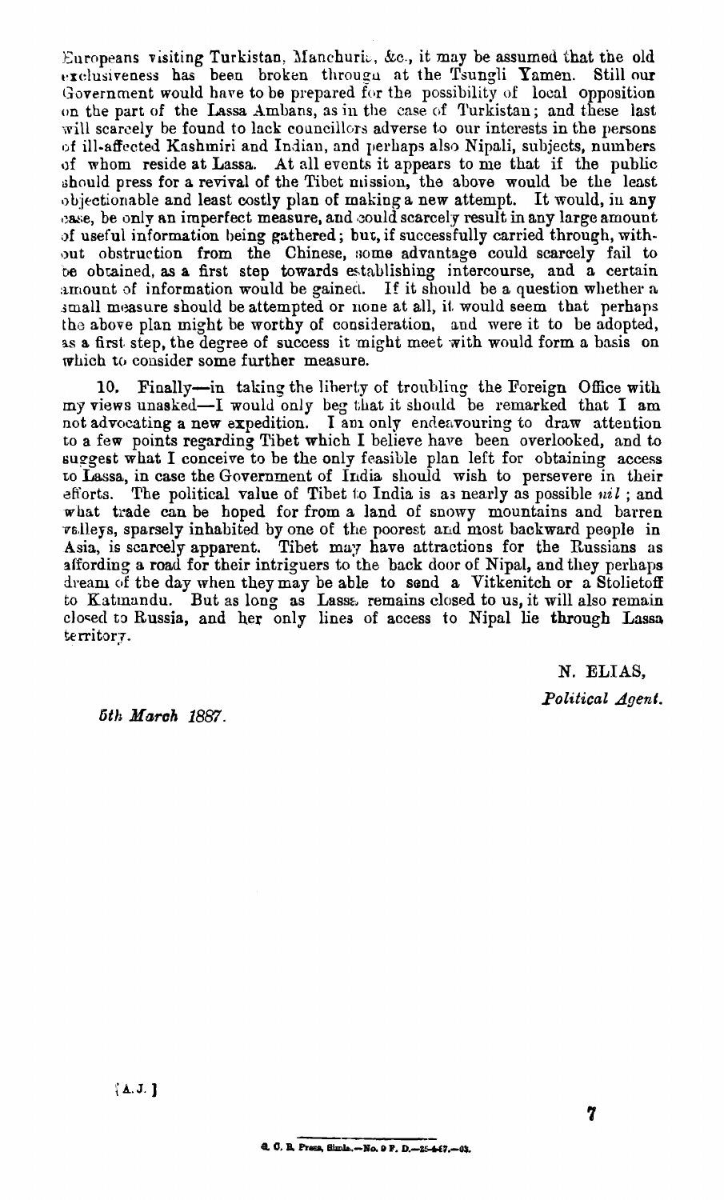Europeans visiting Turkistan, Manchuria, &c., it may be assumed that the old exclusiveness has been broken through at the Tsungli Yamen. Still our Government would have to be prepared for the possibility of local opposition on the part of the Lassa Ambans, as in the case of Turkistan; and these last will scarcely be found to lack councillors adverse to our interests in the persons of ill-affected Kashmiri and Indian, and perhaps also Nipali, subjects, numbers of whom reside at Lassa. At all events it appears to me that if the public should press for a revival of the Tibet mission, the above would be the least objectionable and least costly plan of making a new attempt. It would, in any case, be only an imperfect measure, and could scarcely result in any large amount of useful information being gathered; but, if successfully carried through, without obstruction from the Chinese, some advantage could scarcely fail to be obtained, as a first step towards establishing intercourse, and a certain amount of information would be gained. If it should be a question whether a small measure should be attempted or none at all, it would seem that perhaps the above plan might be worthy of consideration, and were it to be adopted, as a first step, the degree of success it might meet with would form a basis on which to consider some further measure.

10. Finally—in taking the liberty of troubling the Foreign Office with my views unasked—I would only beg that it should be remarked that I am not advocating a new expedition. I am only endeavouring to draw attention to a few points regarding Tibet which I believe have been overlooked, and to suggest what I conceive to be the only feasible plan left for obtaining access to Lassa, in case the Government of India should wish to persevere in their efforts. The political value of Tibet to India is as nearly as possible *nil*; and what trade can be hoped for from a land of snowy mountains and barren valleys, sparsely inhabited by one of the poorest and most backward people in Asia, is scarcely apparent. Tibet may have attractions for the Russians as affording a road for their intriguers to the back door of Nipal, and they perhaps dream of the day when they may be able to send a Vitkenitch or a Stolietoff to Katmandu. But as long as Lassa remains closed to us, it will also remain closed to Russia, and her only lines of access to Nipal lie through Lassa territory.

N. ELIAS,

*Political Agent.*

*5th March 1887.*

[A. J.]

G. C. B. Press, Simla.—No. 9 F. D.—25-4-87.—63.